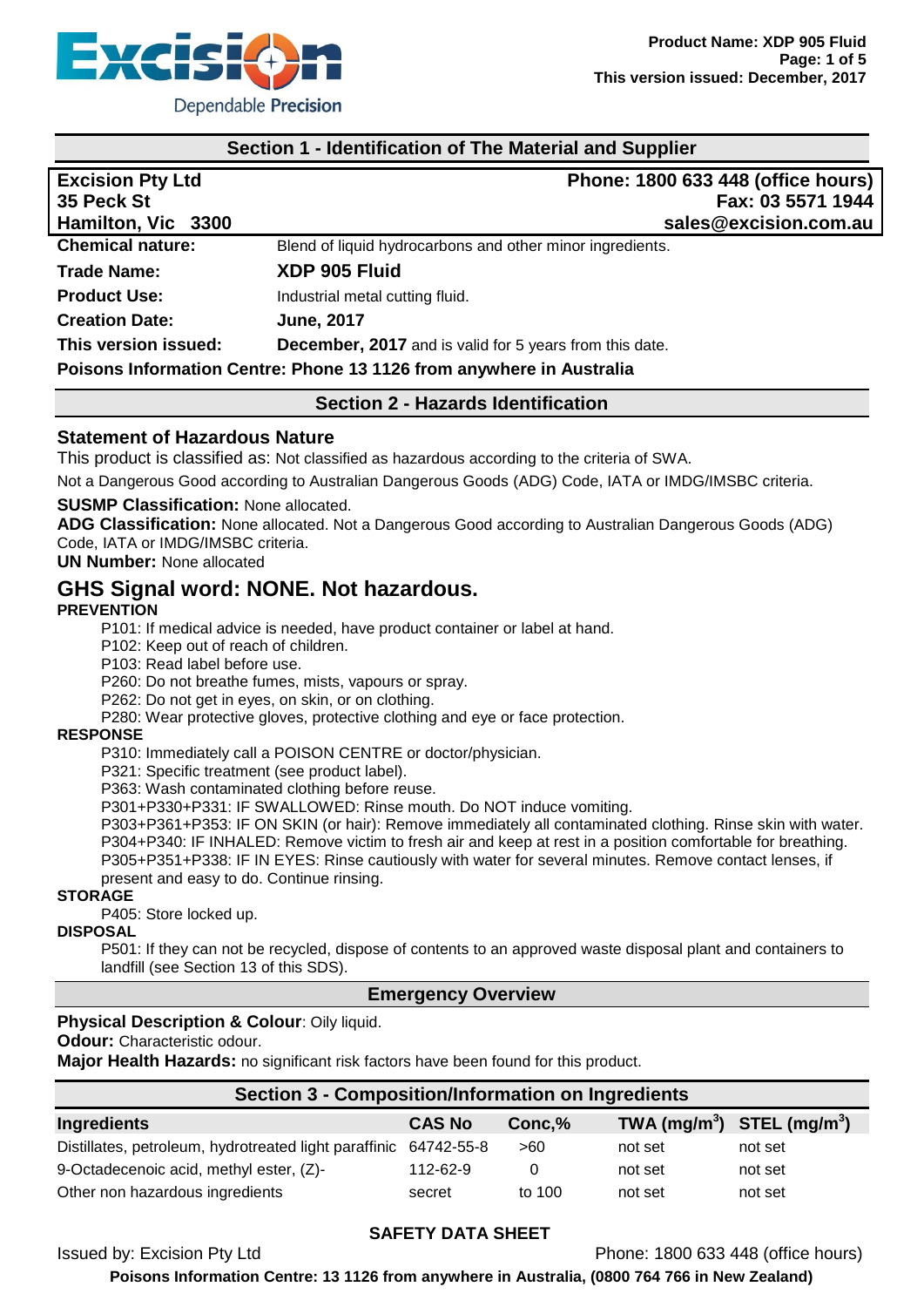## Section 1 - Identification of The Material and Supplier

| | |
|---|---|
| **Excision Pty Ltd** | **Phone: 1800 633 448 (office hours)** |
| **35 Peck St** | **Fax: 03 5571 1944** |
| **Hamilton, Vic 3300** | **sales@excision.com.au** |

**Chemical nature:** Blend of liquid hydrocarbons and other minor ingredients.

**Trade Name:** **XDP 905 Fluid**

**Product Use:** Industrial metal cutting fluid.

**Creation Date:** **June, 2017**

**This version issued:** **December, 2017** and is valid for 5 years from this date.

**Poisons Information Centre: Phone 13 1126 from anywhere in Australia**

## Section 2 - Hazards Identification

### Statement of Hazardous Nature

This product is classified as: Not classified as hazardous according to the criteria of SWA.

Not a Dangerous Good according to Australian Dangerous Goods (ADG) Code, IATA or IMDG/IMSBC criteria.

**SUSMP Classification:** None allocated.

**ADG Classification:** None allocated. Not a Dangerous Good according to Australian Dangerous Goods (ADG) Code, IATA or IMDG/IMSBC criteria.

**UN Number:** None allocated

## GHS Signal word: NONE. Not hazardous.

**PREVENTION**

P101: If medical advice is needed, have product container or label at hand.
P102: Keep out of reach of children.
P103: Read label before use.
P260: Do not breathe fumes, mists, vapours or spray.
P262: Do not get in eyes, on skin, or on clothing.
P280: Wear protective gloves, protective clothing and eye or face protection.

**RESPONSE**

P310: Immediately call a POISON CENTRE or doctor/physician.
P321: Specific treatment (see product label).
P363: Wash contaminated clothing before reuse.
P301+P330+P331: IF SWALLOWED: Rinse mouth. Do NOT induce vomiting.
P303+P361+P353: IF ON SKIN (or hair): Remove immediately all contaminated clothing. Rinse skin with water.
P304+P340: IF INHALED: Remove victim to fresh air and keep at rest in a position comfortable for breathing.
P305+P351+P338: IF IN EYES: Rinse cautiously with water for several minutes. Remove contact lenses, if present and easy to do. Continue rinsing.

**STORAGE**

P405: Store locked up.

**DISPOSAL**

P501: If they can not be recycled, dispose of contents to an approved waste disposal plant and containers to landfill (see Section 13 of this SDS).

## Emergency Overview

**Physical Description & Colour**: Oily liquid.

**Odour:** Characteristic odour.

**Major Health Hazards:** no significant risk factors have been found for this product.

## Section 3 - Composition/Information on Ingredients

| Ingredients | CAS No | Conc,% | TWA (mg/m$^3$) | STEL (mg/m$^3$) |
|---|---|---|---|---|
| Distillates, petroleum, hydrotreated light paraffinic | 64742-55-8 | >60 | not set | not set |
| 9-Octadecenoic acid, methyl ester, (Z)- | 112-62-9 | 0 | not set | not set |
| Other non hazardous ingredients | secret | to 100 | not set | not set |

**SAFETY DATA SHEET**

Issued by: Excision Pty Ltd Phone: 1800 633 448 (office hours)

**Poisons Information Centre: 13 1126 from anywhere in Australia, (0800 764 766 in New Zealand)**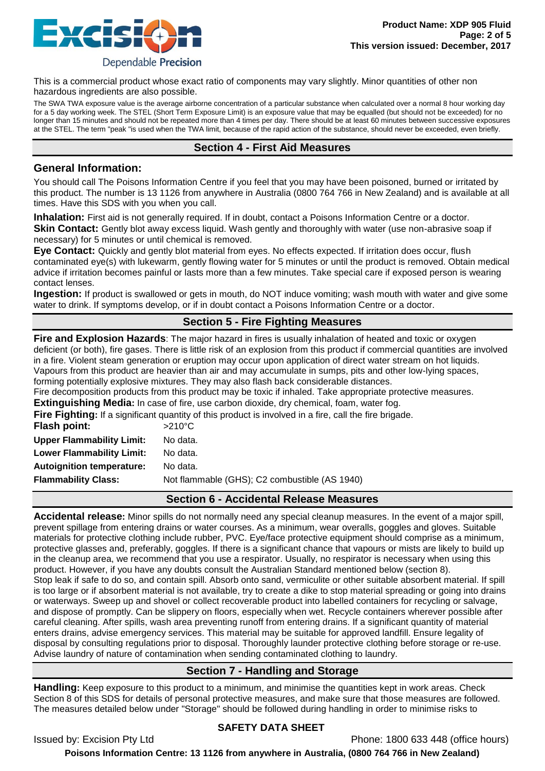This is a commercial product whose exact ratio of components may vary slightly. Minor quantities of other non hazardous ingredients are also possible.

The SWA TWA exposure value is the average airborne concentration of a particular substance when calculated over a normal 8 hour working day for a 5 day working week. The STEL (Short Term Exposure Limit) is an exposure value that may be equalled (but should not be exceeded) for no longer than 15 minutes and should not be repeated more than 4 times per day. There should be at least 60 minutes between successive exposures at the STEL. The term "peak "is used when the TWA limit, because of the rapid action of the substance, should never be exceeded, even briefly.

## Section 4 - First Aid Measures

### General Information:

You should call The Poisons Information Centre if you feel that you may have been poisoned, burned or irritated by this product. The number is 13 1126 from anywhere in Australia (0800 764 766 in New Zealand) and is available at all times. Have this SDS with you when you call.

**Inhalation:** First aid is not generally required. If in doubt, contact a Poisons Information Centre or a doctor.
**Skin Contact:** Gently blot away excess liquid. Wash gently and thoroughly with water (use non-abrasive soap if necessary) for 5 minutes or until chemical is removed.
**Eye Contact:** Quickly and gently blot material from eyes. No effects expected. If irritation does occur, flush contaminated eye(s) with lukewarm, gently flowing water for 5 minutes or until the product is removed. Obtain medical advice if irritation becomes painful or lasts more than a few minutes. Take special care if exposed person is wearing contact lenses.
**Ingestion:** If product is swallowed or gets in mouth, do NOT induce vomiting; wash mouth with water and give some water to drink. If symptoms develop, or if in doubt contact a Poisons Information Centre or a doctor.

## Section 5 - Fire Fighting Measures

**Fire and Explosion Hazards**: The major hazard in fires is usually inhalation of heated and toxic or oxygen deficient (or both), fire gases. There is little risk of an explosion from this product if commercial quantities are involved in a fire. Violent steam generation or eruption may occur upon application of direct water stream on hot liquids. Vapours from this product are heavier than air and may accumulate in sumps, pits and other low-lying spaces, forming potentially explosive mixtures. They may also flash back considerable distances.
Fire decomposition products from this product may be toxic if inhaled. Take appropriate protective measures.
**Extinguishing Media:** In case of fire, use carbon dioxide, dry chemical, foam, water fog.
**Fire Fighting:** If a significant quantity of this product is involved in a fire, call the fire brigade.

| | |
|---|---|
| **Flash point:** | >210°C |
| **Upper Flammability Limit:** | No data. |
| **Lower Flammability Limit:** | No data. |
| **Autoignition temperature:** | No data. |
| **Flammability Class:** | Not flammable (GHS); C2 combustible (AS 1940) |

## Section 6 - Accidental Release Measures

**Accidental release:** Minor spills do not normally need any special cleanup measures. In the event of a major spill, prevent spillage from entering drains or water courses. As a minimum, wear overalls, goggles and gloves. Suitable materials for protective clothing include rubber, PVC. Eye/face protective equipment should comprise as a minimum, protective glasses and, preferably, goggles. If there is a significant chance that vapours or mists are likely to build up in the cleanup area, we recommend that you use a respirator. Usually, no respirator is necessary when using this product. However, if you have any doubts consult the Australian Standard mentioned below (section 8).
Stop leak if safe to do so, and contain spill. Absorb onto sand, vermiculite or other suitable absorbent material. If spill is too large or if absorbent material is not available, try to create a dike to stop material spreading or going into drains or waterways. Sweep up and shovel or collect recoverable product into labelled containers for recycling or salvage, and dispose of promptly. Can be slippery on floors, especially when wet. Recycle containers wherever possible after careful cleaning. After spills, wash area preventing runoff from entering drains. If a significant quantity of material enters drains, advise emergency services. This material may be suitable for approved landfill. Ensure legality of disposal by consulting regulations prior to disposal. Thoroughly launder protective clothing before storage or re-use. Advise laundry of nature of contamination when sending contaminated clothing to laundry.

## Section 7 - Handling and Storage

**Handling:** Keep exposure to this product to a minimum, and minimise the quantities kept in work areas. Check Section 8 of this SDS for details of personal protective measures, and make sure that those measures are followed. The measures detailed below under "Storage" should be followed during handling in order to minimise risks to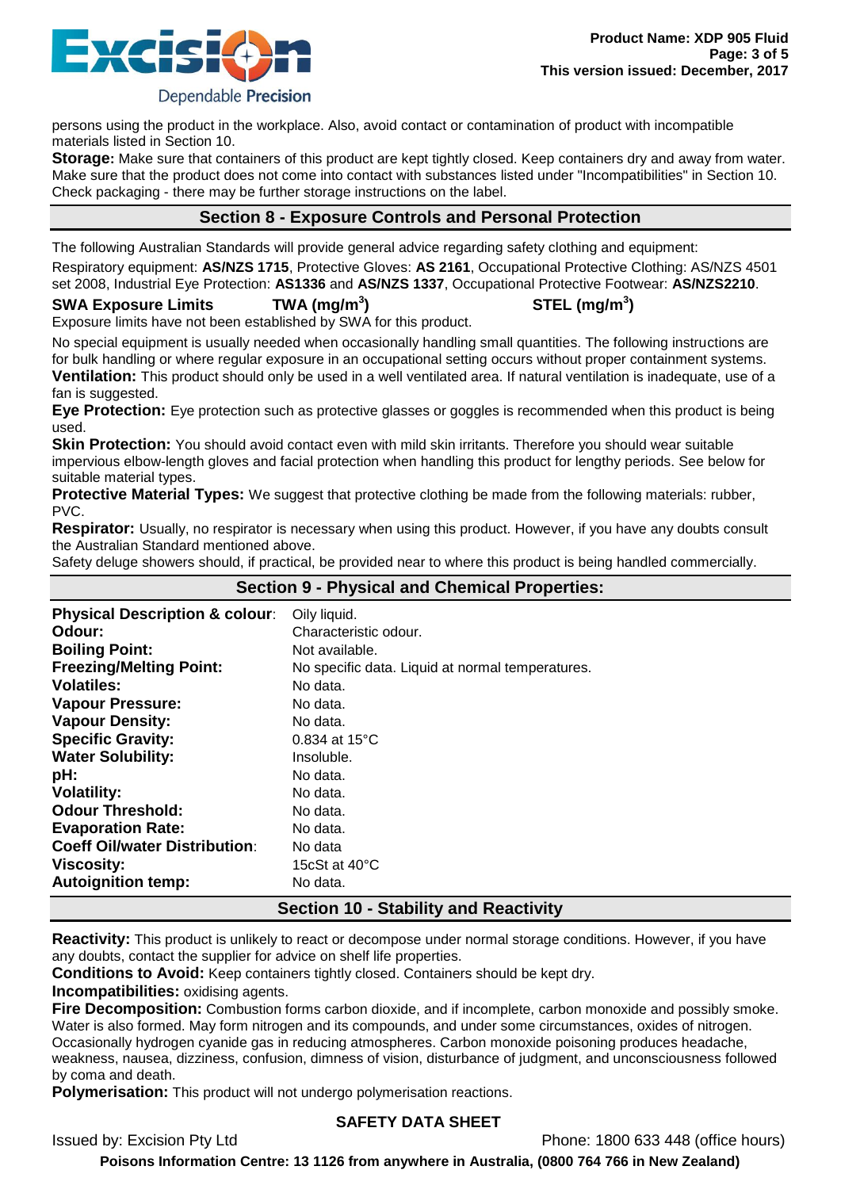persons using the product in the workplace. Also, avoid contact or contamination of product with incompatible materials listed in Section 10.

**Storage:** Make sure that containers of this product are kept tightly closed. Keep containers dry and away from water. Make sure that the product does not come into contact with substances listed under "Incompatibilities" in Section 10. Check packaging - there may be further storage instructions on the label.

## Section 8 - Exposure Controls and Personal Protection

The following Australian Standards will provide general advice regarding safety clothing and equipment:

Respiratory equipment: **AS/NZS 1715**, Protective Gloves: **AS 2161**, Occupational Protective Clothing: AS/NZS 4501 set 2008, Industrial Eye Protection: **AS1336** and **AS/NZS 1337**, Occupational Protective Footwear: **AS/NZS2210**.

| **SWA Exposure Limits** | **TWA ($mg/m^3$)** | **STEL ($mg/m^3$)** |
|---|---|---|

Exposure limits have not been established by SWA for this product.

No special equipment is usually needed when occasionally handling small quantities. The following instructions are for bulk handling or where regular exposure in an occupational setting occurs without proper containment systems.

**Ventilation:** This product should only be used in a well ventilated area. If natural ventilation is inadequate, use of a fan is suggested.

**Eye Protection:** Eye protection such as protective glasses or goggles is recommended when this product is being used.

**Skin Protection:** You should avoid contact even with mild skin irritants. Therefore you should wear suitable impervious elbow-length gloves and facial protection when handling this product for lengthy periods. See below for suitable material types.

**Protective Material Types:** We suggest that protective clothing be made from the following materials: rubber, PVC.

**Respirator:** Usually, no respirator is necessary when using this product. However, if you have any doubts consult the Australian Standard mentioned above.

Safety deluge showers should, if practical, be provided near to where this product is being handled commercially.

## Section 9 - Physical and Chemical Properties:

| | |
|---|---|
| **Physical Description & colour**: | Oily liquid. |
| **Odour:** | Characteristic odour. |
| **Boiling Point:** | Not available. |
| **Freezing/Melting Point:** | No specific data. Liquid at normal temperatures. |
| **Volatiles:** | No data. |
| **Vapour Pressure:** | No data. |
| **Vapour Density:** | No data. |
| **Specific Gravity:** | 0.834 at 15°C |
| **Water Solubility:** | Insoluble. |
| **pH:** | No data. |
| **Volatility:** | No data. |
| **Odour Threshold:** | No data. |
| **Evaporation Rate:** | No data. |
| **Coeff Oil/water Distribution**: | No data |
| **Viscosity:** | 15cSt at 40°C |
| **Autoignition temp:** | No data. |

## Section 10 - Stability and Reactivity

**Reactivity:** This product is unlikely to react or decompose under normal storage conditions. However, if you have any doubts, contact the supplier for advice on shelf life properties.

**Conditions to Avoid:** Keep containers tightly closed. Containers should be kept dry.

**Incompatibilities:** oxidising agents.

**Fire Decomposition:** Combustion forms carbon dioxide, and if incomplete, carbon monoxide and possibly smoke. Water is also formed. May form nitrogen and its compounds, and under some circumstances, oxides of nitrogen. Occasionally hydrogen cyanide gas in reducing atmospheres. Carbon monoxide poisoning produces headache, weakness, nausea, dizziness, confusion, dimness of vision, disturbance of judgment, and unconsciousness followed by coma and death.

**Polymerisation:** This product will not undergo polymerisation reactions.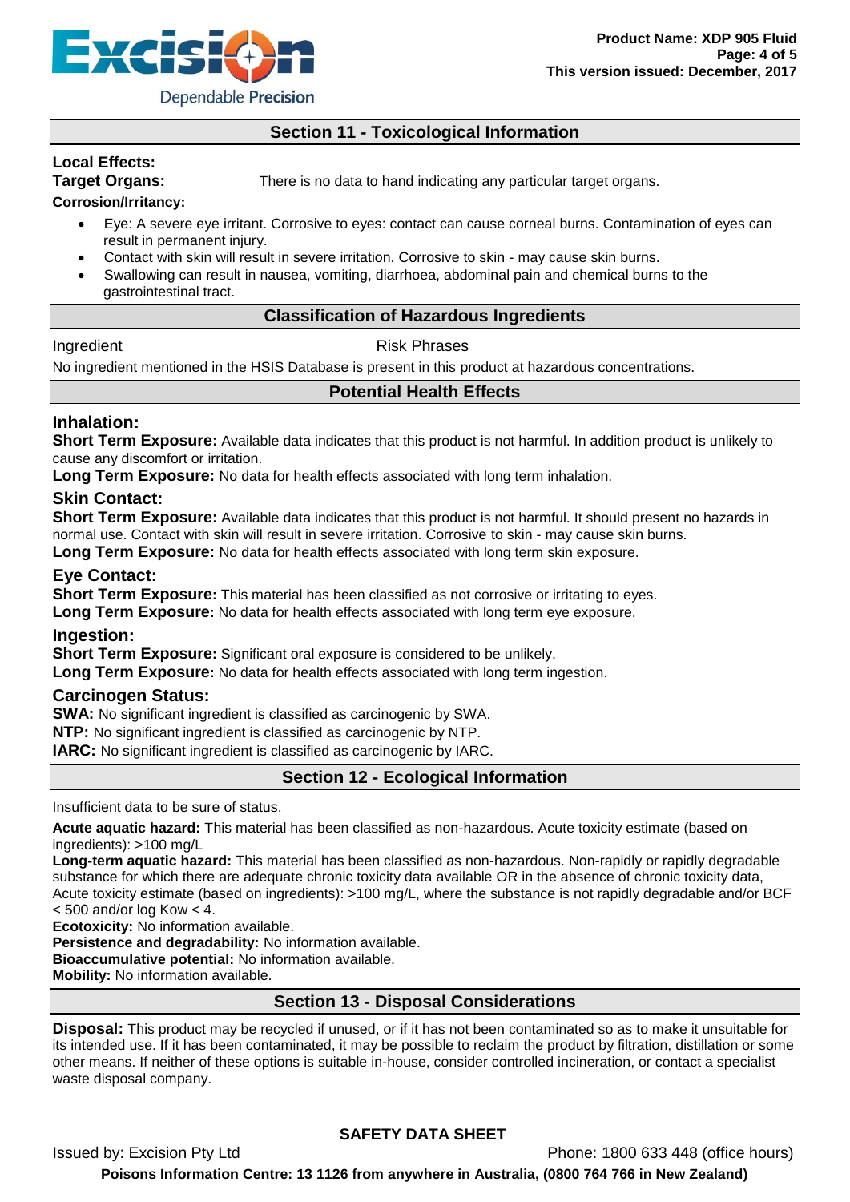## Section 11 - Toxicological Information

**Local Effects:**

**Target Organs:** There is no data to hand indicating any particular target organs.

**Corrosion/Irritancy:**

- Eye: A severe eye irritant. Corrosive to eyes: contact can cause corneal burns. Contamination of eyes can result in permanent injury.
- Contact with skin will result in severe irritation. Corrosive to skin - may cause skin burns.
- Swallowing can result in nausea, vomiting, diarrhoea, abdominal pain and chemical burns to the gastrointestinal tract.

### Classification of Hazardous Ingredients

| Ingredient | Risk Phrases |
|---|---|

No ingredient mentioned in the HSIS Database is present in this product at hazardous concentrations.

### Potential Health Effects

#### Inhalation:

**Short Term Exposure:** Available data indicates that this product is not harmful. In addition product is unlikely to cause any discomfort or irritation.

**Long Term Exposure:** No data for health effects associated with long term inhalation.

#### Skin Contact:

**Short Term Exposure:** Available data indicates that this product is not harmful. It should present no hazards in normal use. Contact with skin will result in severe irritation. Corrosive to skin - may cause skin burns.

**Long Term Exposure:** No data for health effects associated with long term skin exposure.

#### Eye Contact:

**Short Term Exposure:** This material has been classified as not corrosive or irritating to eyes.

**Long Term Exposure:** No data for health effects associated with long term eye exposure.

#### Ingestion:

**Short Term Exposure:** Significant oral exposure is considered to be unlikely.

**Long Term Exposure:** No data for health effects associated with long term ingestion.

#### Carcinogen Status:

**SWA:** No significant ingredient is classified as carcinogenic by SWA.

**NTP:** No significant ingredient is classified as carcinogenic by NTP.

**IARC:** No significant ingredient is classified as carcinogenic by IARC.

## Section 12 - Ecological Information

Insufficient data to be sure of status.

**Acute aquatic hazard:** This material has been classified as non-hazardous. Acute toxicity estimate (based on ingredients): >100 mg/L

**Long-term aquatic hazard:** This material has been classified as non-hazardous. Non-rapidly or rapidly degradable substance for which there are adequate chronic toxicity data available OR in the absence of chronic toxicity data, Acute toxicity estimate (based on ingredients): >100 mg/L, where the substance is not rapidly degradable and/or BCF < 500 and/or log Kow < 4.

**Ecotoxicity:** No information available.

**Persistence and degradability:** No information available.

**Bioaccumulative potential:** No information available.

**Mobility:** No information available.

## Section 13 - Disposal Considerations

**Disposal:** This product may be recycled if unused, or if it has not been contaminated so as to make it unsuitable for its intended use. If it has been contaminated, it may be possible to reclaim the product by filtration, distillation or some other means. If neither of these options is suitable in-house, consider controlled incineration, or contact a specialist waste disposal company.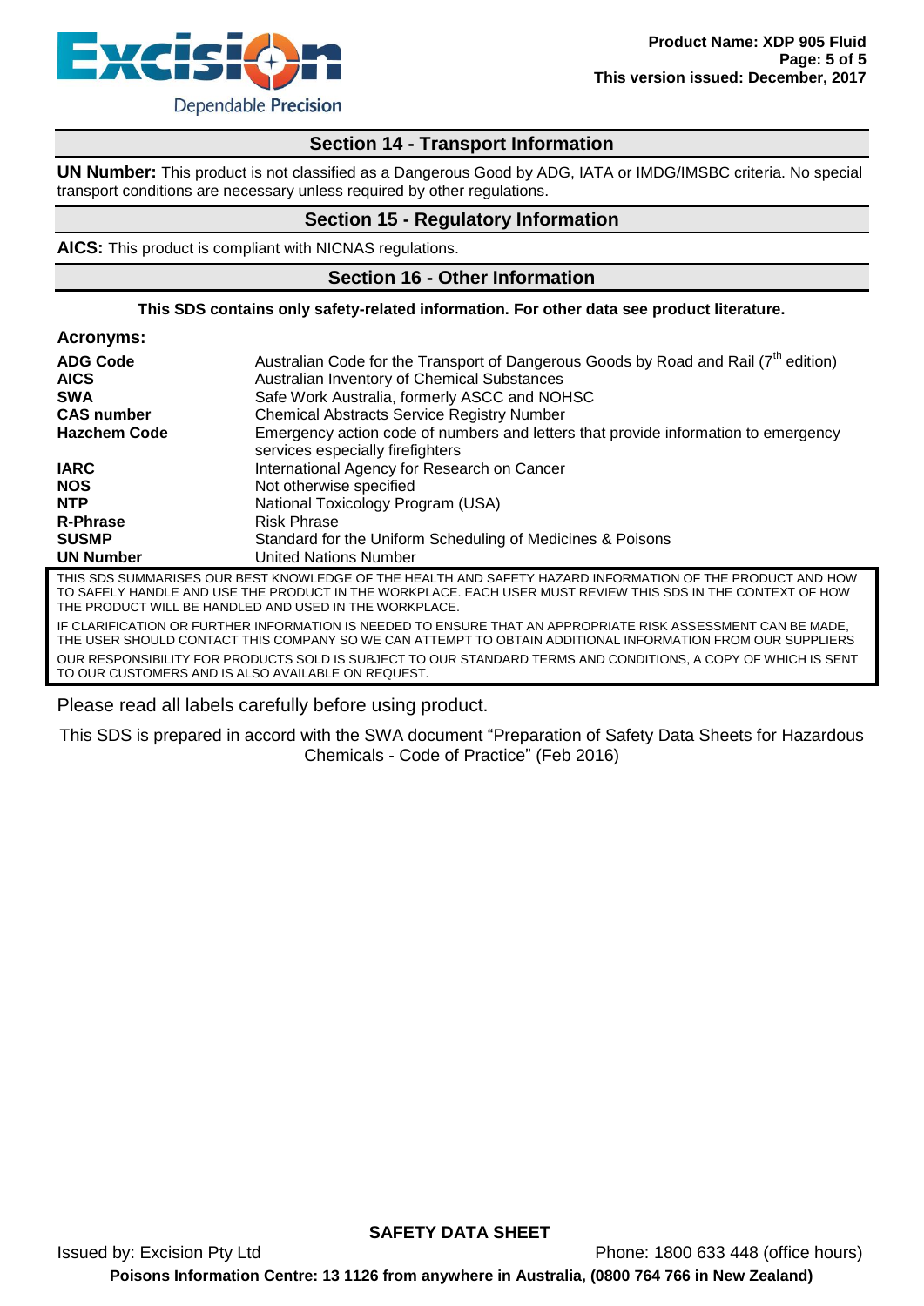## Section 14 - Transport Information

**UN Number:** This product is not classified as a Dangerous Good by ADG, IATA or IMDG/IMSBC criteria. No special transport conditions are necessary unless required by other regulations.

## Section 15 - Regulatory Information

**AICS:** This product is compliant with NICNAS regulations.

## Section 16 - Other Information

**This SDS contains only safety-related information. For other data see product literature.**

**Acronyms:**

| | |
|---|---|
| **ADG Code** | Australian Code for the Transport of Dangerous Goods by Road and Rail (7th edition) |
| **AICS** | Australian Inventory of Chemical Substances |
| **SWA** | Safe Work Australia, formerly ASCC and NOHSC |
| **CAS number** | Chemical Abstracts Service Registry Number |
| **Hazchem Code** | Emergency action code of numbers and letters that provide information to emergency services especially firefighters |
| **IARC** | International Agency for Research on Cancer |
| **NOS** | Not otherwise specified |
| **NTP** | National Toxicology Program (USA) |
| **R-Phrase** | Risk Phrase |
| **SUSMP** | Standard for the Uniform Scheduling of Medicines & Poisons |
| **UN Number** | United Nations Number |

THIS SDS SUMMARISES OUR BEST KNOWLEDGE OF THE HEALTH AND SAFETY HAZARD INFORMATION OF THE PRODUCT AND HOW TO SAFELY HANDLE AND USE THE PRODUCT IN THE WORKPLACE. EACH USER MUST REVIEW THIS SDS IN THE CONTEXT OF HOW THE PRODUCT WILL BE HANDLED AND USED IN THE WORKPLACE.

IF CLARIFICATION OR FURTHER INFORMATION IS NEEDED TO ENSURE THAT AN APPROPRIATE RISK ASSESSMENT CAN BE MADE, THE USER SHOULD CONTACT THIS COMPANY SO WE CAN ATTEMPT TO OBTAIN ADDITIONAL INFORMATION FROM OUR SUPPLIERS

OUR RESPONSIBILITY FOR PRODUCTS SOLD IS SUBJECT TO OUR STANDARD TERMS AND CONDITIONS, A COPY OF WHICH IS SENT TO OUR CUSTOMERS AND IS ALSO AVAILABLE ON REQUEST.

Please read all labels carefully before using product.

This SDS is prepared in accord with the SWA document "Preparation of Safety Data Sheets for Hazardous Chemicals - Code of Practice" (Feb 2016)